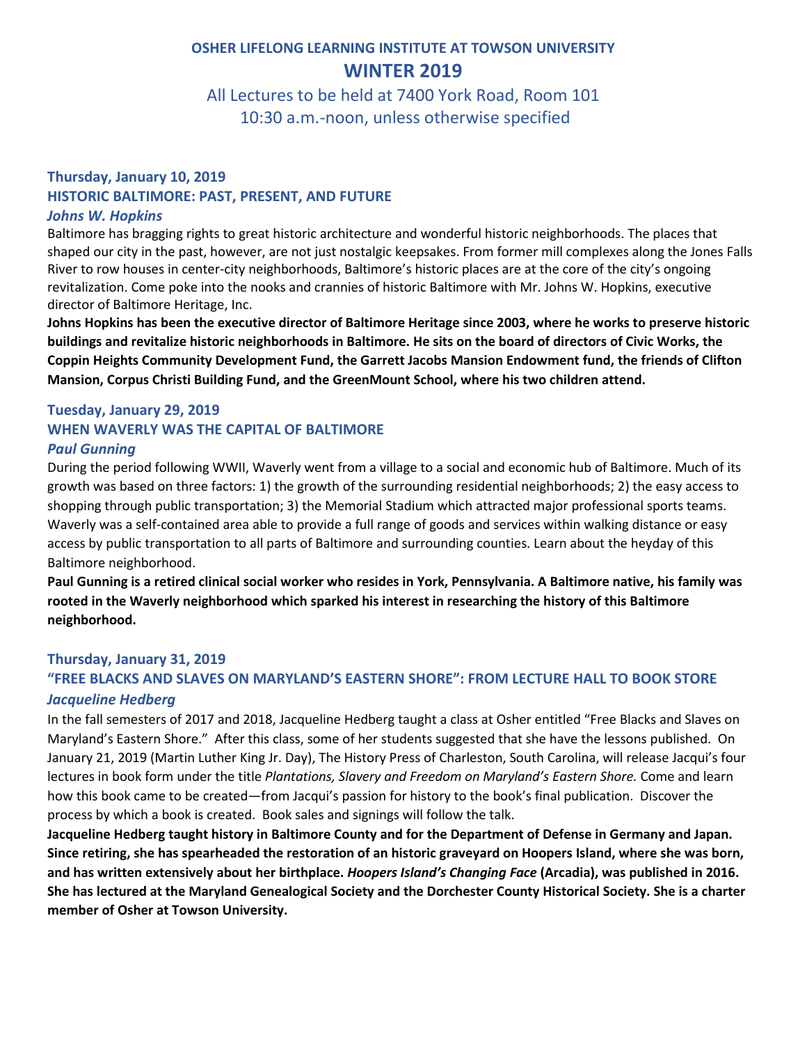# OSHER LIFELONG LEARNING INSTITUTE AT TOWSON UNIVERSITY

## WINTER 2019

All Lectures to be held at 7400 York Road, Room 101
10:30 a.m.-noon, unless otherwise specified

### Thursday, January 10, 2019
### HISTORIC BALTIMORE: PAST, PRESENT, AND FUTURE
***Johns W. Hopkins***

Baltimore has bragging rights to great historic architecture and wonderful historic neighborhoods. The places that shaped our city in the past, however, are not just nostalgic keepsakes. From former mill complexes along the Jones Falls River to row houses in center-city neighborhoods, Baltimore's historic places are at the core of the city's ongoing revitalization. Come poke into the nooks and crannies of historic Baltimore with Mr. Johns W. Hopkins, executive director of Baltimore Heritage, Inc.

**Johns Hopkins has been the executive director of Baltimore Heritage since 2003, where he works to preserve historic buildings and revitalize historic neighborhoods in Baltimore. He sits on the board of directors of Civic Works, the Coppin Heights Community Development Fund, the Garrett Jacobs Mansion Endowment fund, the friends of Clifton Mansion, Corpus Christi Building Fund, and the GreenMount School, where his two children attend.**

### Tuesday, January 29, 2019
### WHEN WAVERLY WAS THE CAPITAL OF BALTIMORE
***Paul Gunning***

During the period following WWII, Waverly went from a village to a social and economic hub of Baltimore. Much of its growth was based on three factors: 1) the growth of the surrounding residential neighborhoods; 2) the easy access to shopping through public transportation; 3) the Memorial Stadium which attracted major professional sports teams. Waverly was a self-contained area able to provide a full range of goods and services within walking distance or easy access by public transportation to all parts of Baltimore and surrounding counties. Learn about the heyday of this Baltimore neighborhood.

**Paul Gunning is a retired clinical social worker who resides in York, Pennsylvania. A Baltimore native, his family was rooted in the Waverly neighborhood which sparked his interest in researching the history of this Baltimore neighborhood.**

### Thursday, January 31, 2019
### "FREE BLACKS AND SLAVES ON MARYLAND'S EASTERN SHORE": FROM LECTURE HALL TO BOOK STORE
***Jacqueline Hedberg***

In the fall semesters of 2017 and 2018, Jacqueline Hedberg taught a class at Osher entitled "Free Blacks and Slaves on Maryland's Eastern Shore." After this class, some of her students suggested that she have the lessons published. On January 21, 2019 (Martin Luther King Jr. Day), The History Press of Charleston, South Carolina, will release Jacqui's four lectures in book form under the title *Plantations, Slavery and Freedom on Maryland's Eastern Shore.* Come and learn how this book came to be created—from Jacqui's passion for history to the book's final publication. Discover the process by which a book is created. Book sales and signings will follow the talk.

**Jacqueline Hedberg taught history in Baltimore County and for the Department of Defense in Germany and Japan. Since retiring, she has spearheaded the restoration of an historic graveyard on Hoopers Island, where she was born, and has written extensively about her birthplace. *Hoopers Island's Changing Face* (Arcadia), was published in 2016. She has lectured at the Maryland Genealogical Society and the Dorchester County Historical Society. She is a charter member of Osher at Towson University.**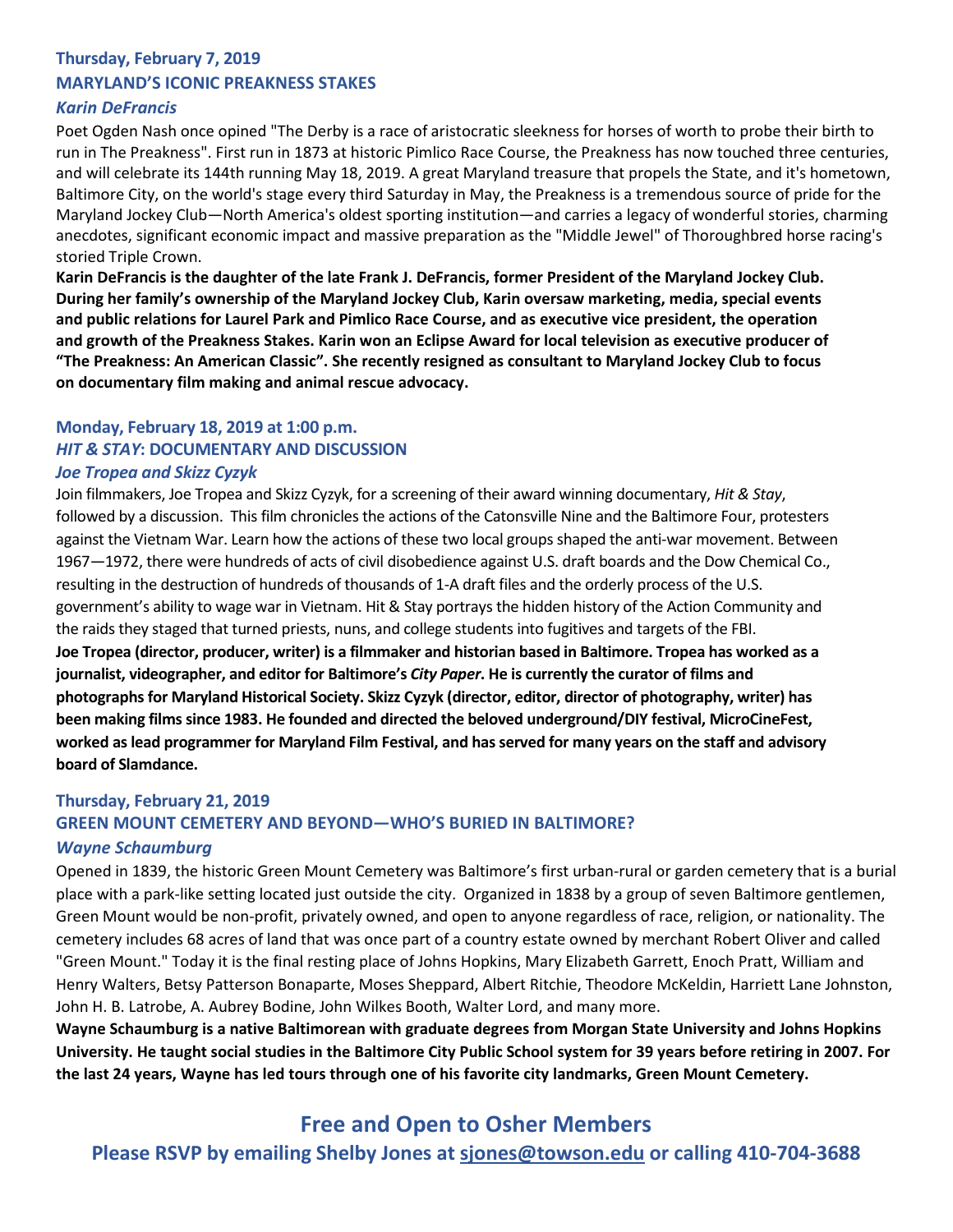### Thursday, February 7, 2019
### MARYLAND'S ICONIC PREAKNESS STAKES
***Karin DeFrancis***

Poet Ogden Nash once opined "The Derby is a race of aristocratic sleekness for horses of worth to probe their birth to run in The Preakness". First run in 1873 at historic Pimlico Race Course, the Preakness has now touched three centuries, and will celebrate its 144th running May 18, 2019. A great Maryland treasure that propels the State, and it's hometown, Baltimore City, on the world's stage every third Saturday in May, the Preakness is a tremendous source of pride for the Maryland Jockey Club—North America's oldest sporting institution—and carries a legacy of wonderful stories, charming anecdotes, significant economic impact and massive preparation as the "Middle Jewel" of Thoroughbred horse racing's storied Triple Crown.

**Karin DeFrancis is the daughter of the late Frank J. DeFrancis, former President of the Maryland Jockey Club. During her family's ownership of the Maryland Jockey Club, Karin oversaw marketing, media, special events and public relations for Laurel Park and Pimlico Race Course, and as executive vice president, the operation and growth of the Preakness Stakes. Karin won an Eclipse Award for local television as executive producer of "The Preakness: An American Classic". She recently resigned as consultant to Maryland Jockey Club to focus on documentary film making and animal rescue advocacy.**

### Monday, February 18, 2019 at 1:00 p.m.
### *HIT & STAY*: DOCUMENTARY AND DISCUSSION
***Joe Tropea and Skizz Cyzyk***

Join filmmakers, Joe Tropea and Skizz Cyzyk, for a screening of their award winning documentary, *Hit & Stay*, followed by a discussion. This film chronicles the actions of the Catonsville Nine and the Baltimore Four, protesters against the Vietnam War. Learn how the actions of these two local groups shaped the anti-war movement. Between 1967—1972, there were hundreds of acts of civil disobedience against U.S. draft boards and the Dow Chemical Co., resulting in the destruction of hundreds of thousands of 1-A draft files and the orderly process of the U.S. government's ability to wage war in Vietnam. Hit & Stay portrays the hidden history of the Action Community and the raids they staged that turned priests, nuns, and college students into fugitives and targets of the FBI.

**Joe Tropea (director, producer, writer) is a filmmaker and historian based in Baltimore. Tropea has worked as a journalist, videographer, and editor for Baltimore's *City Paper*. He is currently the curator of films and photographs for Maryland Historical Society. Skizz Cyzyk (director, editor, director of photography, writer) has been making films since 1983. He founded and directed the beloved underground/DIY festival, MicroCineFest, worked as lead programmer for Maryland Film Festival, and has served for many years on the staff and advisory board of Slamdance.**

### Thursday, February 21, 2019
### GREEN MOUNT CEMETERY AND BEYOND—WHO'S BURIED IN BALTIMORE?
***Wayne Schaumburg***

Opened in 1839, the historic Green Mount Cemetery was Baltimore's first urban-rural or garden cemetery that is a burial place with a park-like setting located just outside the city. Organized in 1838 by a group of seven Baltimore gentlemen, Green Mount would be non-profit, privately owned, and open to anyone regardless of race, religion, or nationality. The cemetery includes 68 acres of land that was once part of a country estate owned by merchant Robert Oliver and called "Green Mount." Today it is the final resting place of Johns Hopkins, Mary Elizabeth Garrett, Enoch Pratt, William and Henry Walters, Betsy Patterson Bonaparte, Moses Sheppard, Albert Ritchie, Theodore McKeldin, Harriett Lane Johnston, John H. B. Latrobe, A. Aubrey Bodine, John Wilkes Booth, Walter Lord, and many more.

**Wayne Schaumburg is a native Baltimorean with graduate degrees from Morgan State University and Johns Hopkins University. He taught social studies in the Baltimore City Public School system for 39 years before retiring in 2007. For the last 24 years, Wayne has led tours through one of his favorite city landmarks, Green Mount Cemetery.**

## Free and Open to Osher Members

### Please RSVP by emailing Shelby Jones at sjones@towson.edu or calling 410-704-3688